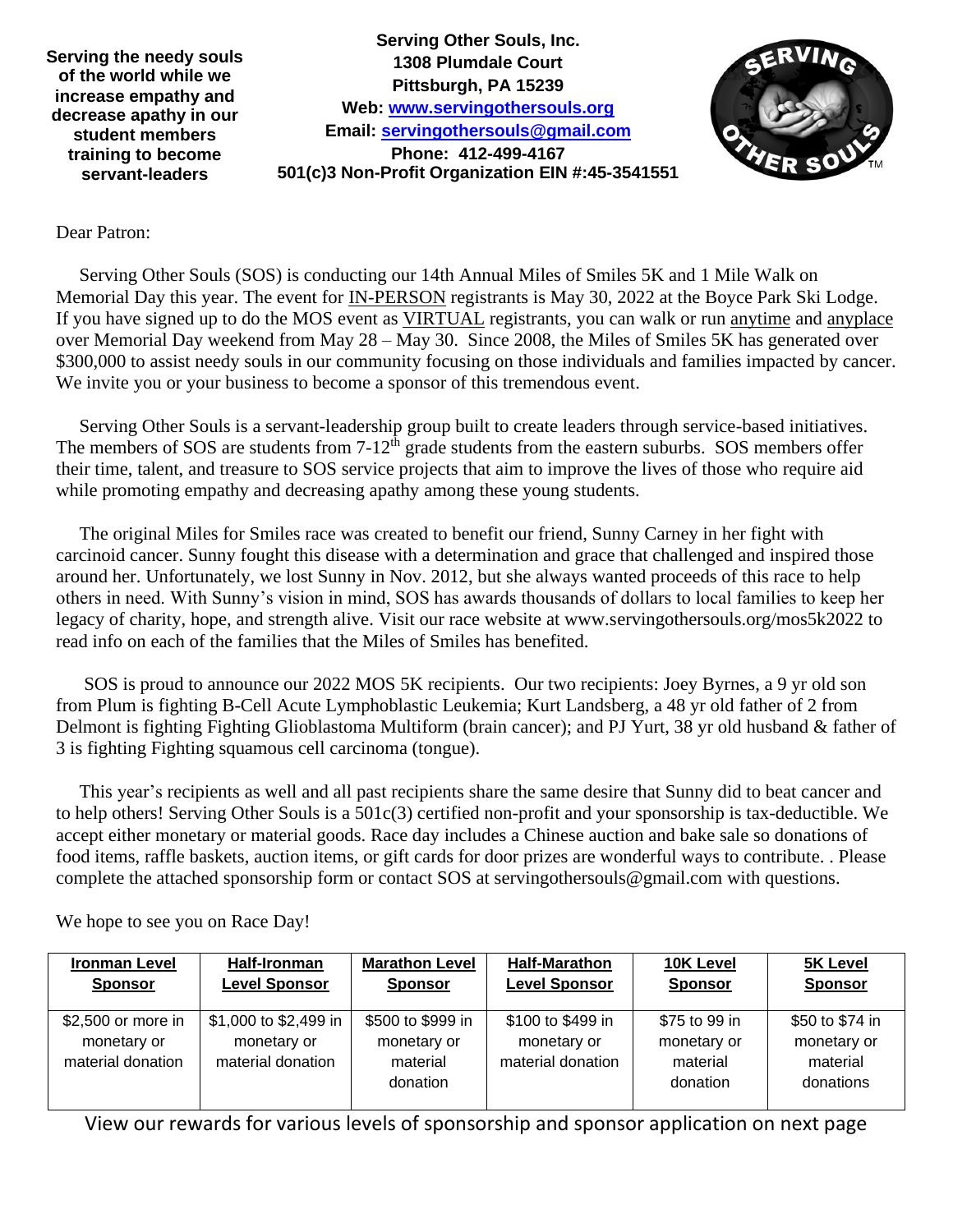**Serving the needy souls of the world while we increase empathy and decrease apathy in our student members training to become servant-leaders**

**Serving Other Souls, Inc.**
**1308 Plumdale Court**
**Pittsburgh, PA 15239**
**Web: [www.servingothersouls.org](http://www.servingothersouls.org)**
**Email: [servingothersouls@gmail.com](mailto:servingothersouls@gmail.com)**
**Phone: 412-499-4167**
**501(c)3 Non-Profit Organization EIN #:45-3541551**

Dear Patron:

Serving Other Souls (SOS) is conducting our 14th Annual Miles of Smiles 5K and 1 Mile Walk on Memorial Day this year. The event for IN-PERSON registrants is May 30, 2022 at the Boyce Park Ski Lodge. If you have signed up to do the MOS event as VIRTUAL registrants, you can walk or run anytime and anyplace over Memorial Day weekend from May 28 – May 30. Since 2008, the Miles of Smiles 5K has generated over \$300,000 to assist needy souls in our community focusing on those individuals and families impacted by cancer. We invite you or your business to become a sponsor of this tremendous event.

Serving Other Souls is a servant-leadership group built to create leaders through service-based initiatives. The members of SOS are students from 7-12th grade students from the eastern suburbs. SOS members offer their time, talent, and treasure to SOS service projects that aim to improve the lives of those who require aid while promoting empathy and decreasing apathy among these young students.

The original Miles for Smiles race was created to benefit our friend, Sunny Carney in her fight with carcinoid cancer. Sunny fought this disease with a determination and grace that challenged and inspired those around her. Unfortunately, we lost Sunny in Nov. 2012, but she always wanted proceeds of this race to help others in need. With Sunny's vision in mind, SOS has awards thousands of dollars to local families to keep her legacy of charity, hope, and strength alive. Visit our race website at www.servingothersouls.org/mos5k2022 to read info on each of the families that the Miles of Smiles has benefited.

SOS is proud to announce our 2022 MOS 5K recipients. Our two recipients: Joey Byrnes, a 9 yr old son from Plum is fighting B-Cell Acute Lymphoblastic Leukemia; Kurt Landsberg, a 48 yr old father of 2 from Delmont is fighting Fighting Glioblastoma Multiform (brain cancer); and PJ Yurt, 38 yr old husband & father of 3 is fighting Fighting squamous cell carcinoma (tongue).

This year's recipients as well and all past recipients share the same desire that Sunny did to beat cancer and to help others! Serving Other Souls is a 501c(3) certified non-profit and your sponsorship is tax-deductible. We accept either monetary or material goods. Race day includes a Chinese auction and bake sale so donations of food items, raffle baskets, auction items, or gift cards for door prizes are wonderful ways to contribute. . Please complete the attached sponsorship form or contact SOS at servingothersouls@gmail.com with questions.

We hope to see you on Race Day!

| Ironman Level Sponsor | Half-Ironman Level Sponsor | Marathon Level Sponsor | Half-Marathon Level Sponsor | 10K Level Sponsor | 5K Level Sponsor |
|---|---|---|---|---|---|
| \$2,500 or more in monetary or material donation | \$1,000 to \$2,499 in monetary or material donation | \$500 to \$999 in monetary or material donation | \$100 to \$499 in monetary or material donation | \$75 to 99 in monetary or material donation | \$50 to \$74 in monetary or material donations |

View our rewards for various levels of sponsorship and sponsor application on next page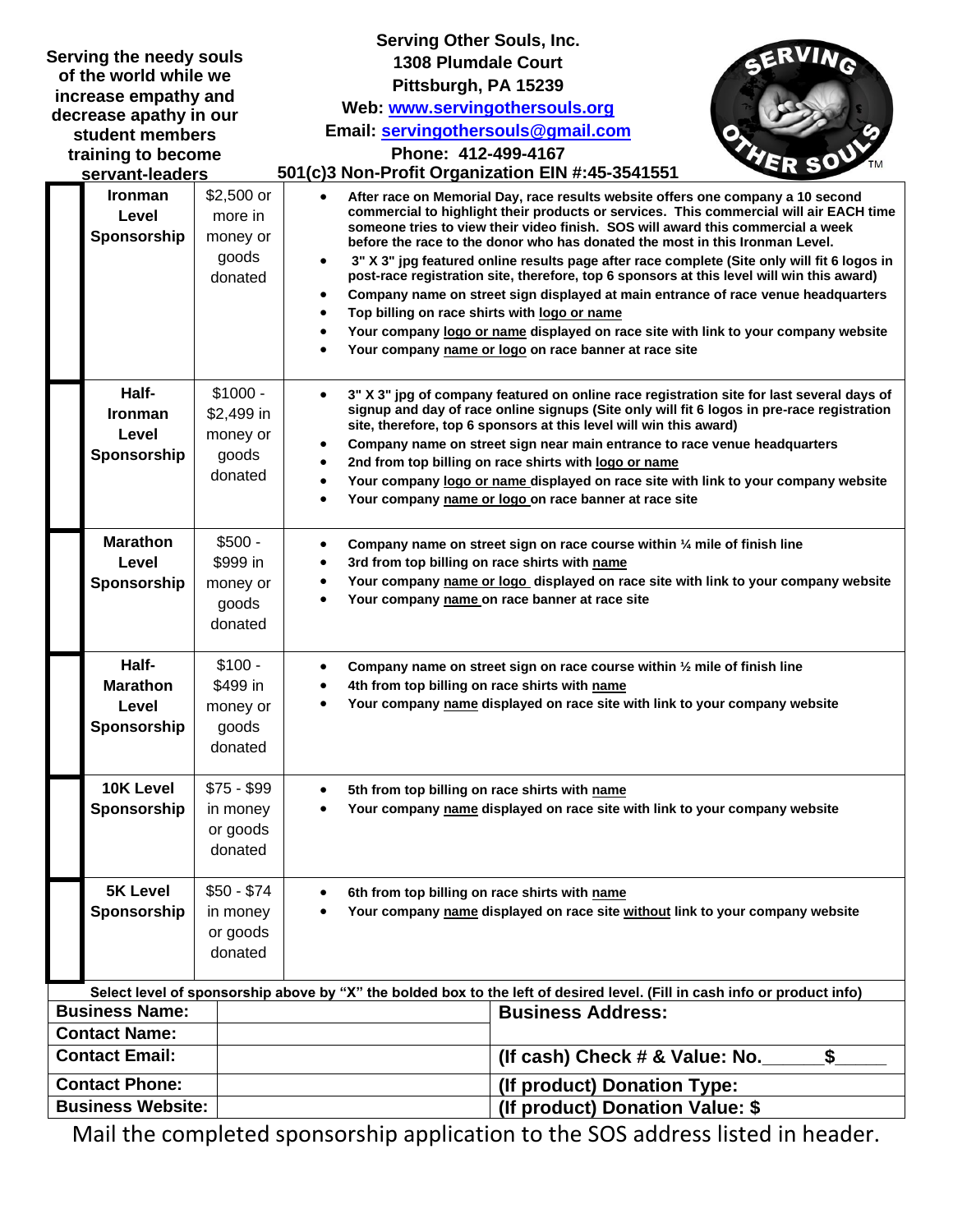**Serving the needy souls of the world while we increase empathy and decrease apathy in our student members training to become servant-leaders**

**Serving Other Souls, Inc.**
**1308 Plumdale Court**
**Pittsburgh, PA 15239**
**Web: www.servingothersouls.org**
**Email: servingothersouls@gmail.com**
**Phone: 412-499-4167**
**501(c)3 Non-Profit Organization EIN #:45-3541551**

| | | | |
|---|---|---|---|
| | **Ironman Level Sponsorship** | $2,500 or more in money or goods donated | • **After race on Memorial Day, race results website offers one company a 10 second commercial to highlight their products or services. This commercial will air EACH time someone tries to view their video finish. SOS will award this commercial a week before the race to the donor who has donated the most in this Ironman Level.**<br>• **3" X 3" jpg featured online results page after race complete (Site only will fit 6 logos in post-race registration site, therefore, top 6 sponsors at this level will win this award)**<br>• **Company name on street sign displayed at main entrance of race venue headquarters**<br>• **Top billing on race shirts with logo or name**<br>• **Your company logo or name displayed on race site with link to your company website**<br>• **Your company name or logo on race banner at race site** |
| | **Half-Ironman Level Sponsorship** | $1000 - $2,499 in money or goods donated | • **3" X 3" jpg of company featured on online race registration site for last several days of signup and day of race online signups (Site only will fit 6 logos in pre-race registration site, therefore, top 6 sponsors at this level will win this award)**<br>• **Company name on street sign near main entrance to race venue headquarters**<br>• **2nd from top billing on race shirts with logo or name**<br>• **Your company logo or name displayed on race site with link to your company website**<br>• **Your company name or logo on race banner at race site** |
| | **Marathon Level Sponsorship** | $500 - $999 in money or goods donated | • **Company name on street sign on race course within ¼ mile of finish line**<br>• **3rd from top billing on race shirts with name**<br>• **Your company name or logo displayed on race site with link to your company website**<br>• **Your company name on race banner at race site** |
| | **Half-Marathon Level Sponsorship** | $100 - $499 in money or goods donated | • **Company name on street sign on race course within ½ mile of finish line**<br>• **4th from top billing on race shirts with name**<br>• **Your company name displayed on race site with link to your company website** |
| | **10K Level Sponsorship** | $75 - $99 in money or goods donated | • **5th from top billing on race shirts with name**<br>• **Your company name displayed on race site with link to your company website** |
| | **5K Level Sponsorship** | $50 - $74 in money or goods donated | • **6th from top billing on race shirts with name**<br>• **Your company name displayed on race site without link to your company website** |

**Select level of sponsorship above by "X" the bolded box to the left of desired level. (Fill in cash info or product info)**

| | | |
|---|---|---|
| **Business Name:** | | **Business Address:** |
| **Contact Name:** | | |
| **Contact Email:** | | **(If cash) Check # & Value: No.\_\_\_\_\_\_ $\_\_\_\_\_** |
| **Contact Phone:** | | **(If product) Donation Type:** |
| **Business Website:** | | **(If product) Donation Value: $** |

Mail the completed sponsorship application to the SOS address listed in header.